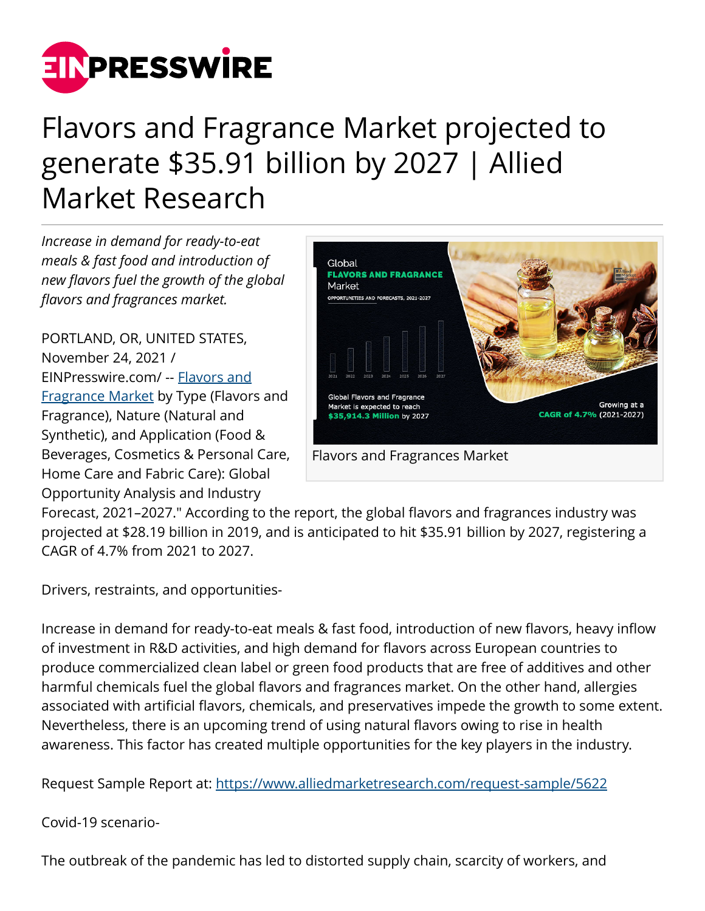# Flavors and Fragrance Market projected to generate $35.91 billion by 2027 | Allied Market Research

*Increase in demand for ready-to-eat meals & fast food and introduction of new flavors fuel the growth of the global flavors and fragrances market.*

Flavors and Fragrances Market

PORTLAND, OR, UNITED STATES, November 24, 2021 / EINPresswire.com/ -- Flavors and Fragrance Market by Type (Flavors and Fragrance), Nature (Natural and Synthetic), and Application (Food & Beverages, Cosmetics & Personal Care, Home Care and Fabric Care): Global Opportunity Analysis and Industry Forecast, 2021–2027." According to the report, the global flavors and fragrances industry was projected at $28.19 billion in 2019, and is anticipated to hit $35.91 billion by 2027, registering a CAGR of 4.7% from 2021 to 2027.

Drivers, restraints, and opportunities-

Increase in demand for ready-to-eat meals & fast food, introduction of new flavors, heavy inflow of investment in R&D activities, and high demand for flavors across European countries to produce commercialized clean label or green food products that are free of additives and other harmful chemicals fuel the global flavors and fragrances market. On the other hand, allergies associated with artificial flavors, chemicals, and preservatives impede the growth to some extent. Nevertheless, there is an upcoming trend of using natural flavors owing to rise in health awareness. This factor has created multiple opportunities for the key players in the industry.

Request Sample Report at: https://www.alliedmarketresearch.com/request-sample/5622

Covid-19 scenario-

The outbreak of the pandemic has led to distorted supply chain, scarcity of workers, and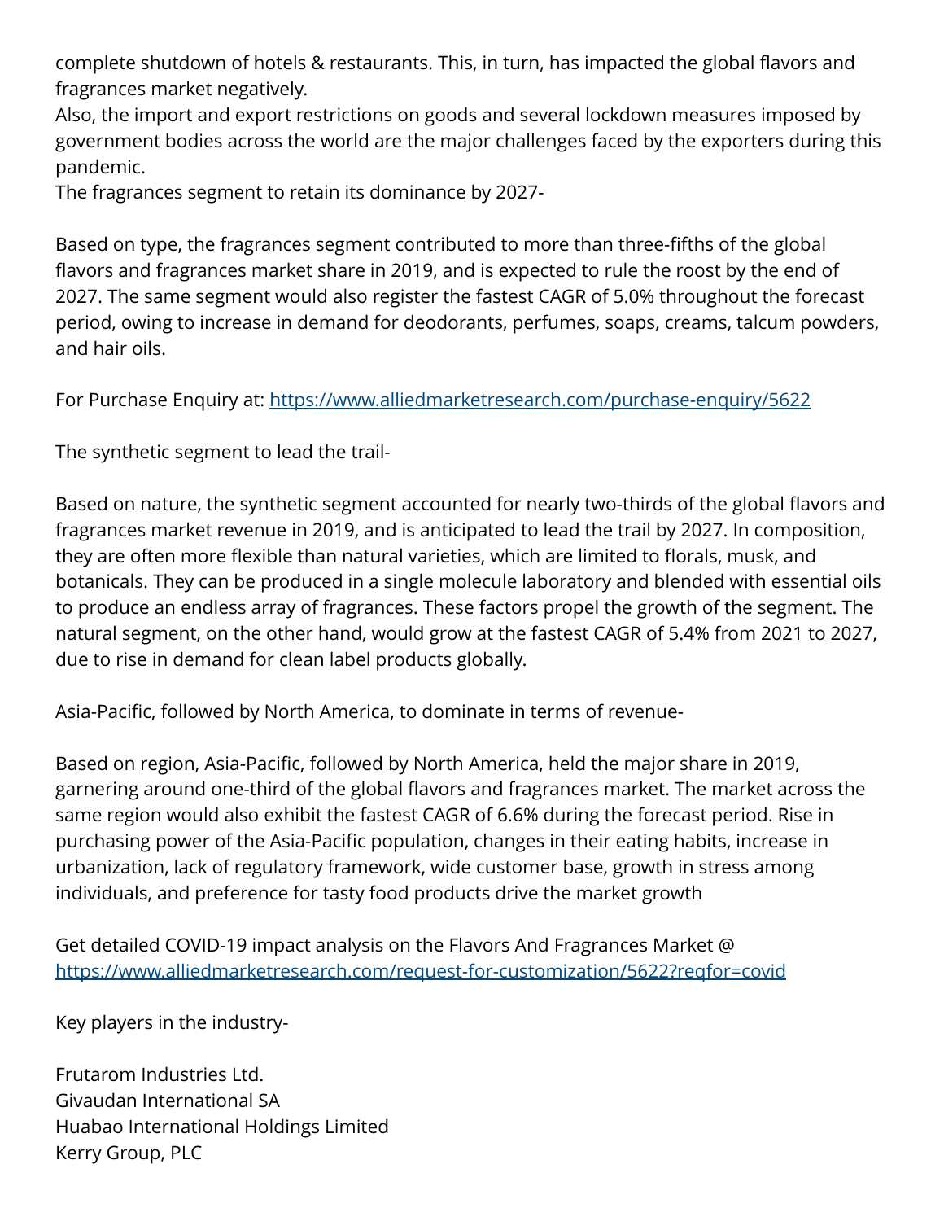complete shutdown of hotels & restaurants. This, in turn, has impacted the global flavors and fragrances market negatively.
Also, the import and export restrictions on goods and several lockdown measures imposed by government bodies across the world are the major challenges faced by the exporters during this pandemic.
The fragrances segment to retain its dominance by 2027-

Based on type, the fragrances segment contributed to more than three-fifths of the global flavors and fragrances market share in 2019, and is expected to rule the roost by the end of 2027. The same segment would also register the fastest CAGR of 5.0% throughout the forecast period, owing to increase in demand for deodorants, perfumes, soaps, creams, talcum powders, and hair oils.

For Purchase Enquiry at: https://www.alliedmarketresearch.com/purchase-enquiry/5622

The synthetic segment to lead the trail-

Based on nature, the synthetic segment accounted for nearly two-thirds of the global flavors and fragrances market revenue in 2019, and is anticipated to lead the trail by 2027. In composition, they are often more flexible than natural varieties, which are limited to florals, musk, and botanicals. They can be produced in a single molecule laboratory and blended with essential oils to produce an endless array of fragrances. These factors propel the growth of the segment. The natural segment, on the other hand, would grow at the fastest CAGR of 5.4% from 2021 to 2027, due to rise in demand for clean label products globally.

Asia-Pacific, followed by North America, to dominate in terms of revenue-

Based on region, Asia-Pacific, followed by North America, held the major share in 2019, garnering around one-third of the global flavors and fragrances market. The market across the same region would also exhibit the fastest CAGR of 6.6% during the forecast period. Rise in purchasing power of the Asia-Pacific population, changes in their eating habits, increase in urbanization, lack of regulatory framework, wide customer base, growth in stress among individuals, and preference for tasty food products drive the market growth

Get detailed COVID-19 impact analysis on the Flavors And Fragrances Market @ https://www.alliedmarketresearch.com/request-for-customization/5622?reqfor=covid

Key players in the industry-

Frutarom Industries Ltd.
Givaudan International SA
Huabao International Holdings Limited
Kerry Group, PLC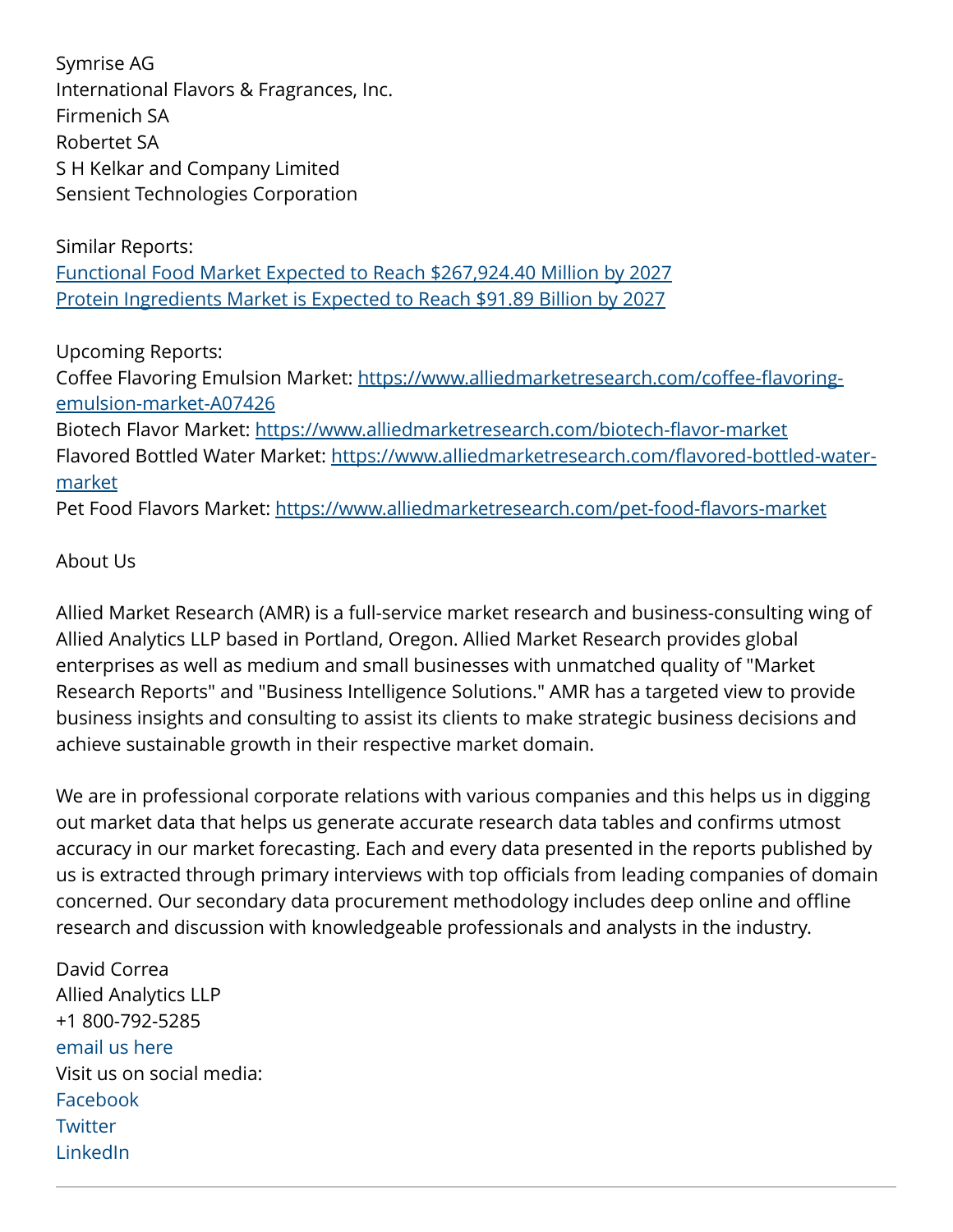Symrise AG
International Flavors & Fragrances, Inc.
Firmenich SA
Robertet SA
S H Kelkar and Company Limited
Sensient Technologies Corporation

Similar Reports:
[Functional Food Market Expected to Reach $267,924.40 Million by 2027]
[Protein Ingredients Market is Expected to Reach $91.89 Billion by 2027]

Upcoming Reports:
Coffee Flavoring Emulsion Market: https://www.alliedmarketresearch.com/coffee-flavoring-emulsion-market-A07426
Biotech Flavor Market: https://www.alliedmarketresearch.com/biotech-flavor-market
Flavored Bottled Water Market: https://www.alliedmarketresearch.com/flavored-bottled-water-market
Pet Food Flavors Market: https://www.alliedmarketresearch.com/pet-food-flavors-market

About Us

Allied Market Research (AMR) is a full-service market research and business-consulting wing of Allied Analytics LLP based in Portland, Oregon. Allied Market Research provides global enterprises as well as medium and small businesses with unmatched quality of "Market Research Reports" and "Business Intelligence Solutions." AMR has a targeted view to provide business insights and consulting to assist its clients to make strategic business decisions and achieve sustainable growth in their respective market domain.

We are in professional corporate relations with various companies and this helps us in digging out market data that helps us generate accurate research data tables and confirms utmost accuracy in our market forecasting. Each and every data presented in the reports published by us is extracted through primary interviews with top officials from leading companies of domain concerned. Our secondary data procurement methodology includes deep online and offline research and discussion with knowledgeable professionals and analysts in the industry.

David Correa
Allied Analytics LLP
+1 800-792-5285
email us here
Visit us on social media:
Facebook
Twitter
LinkedIn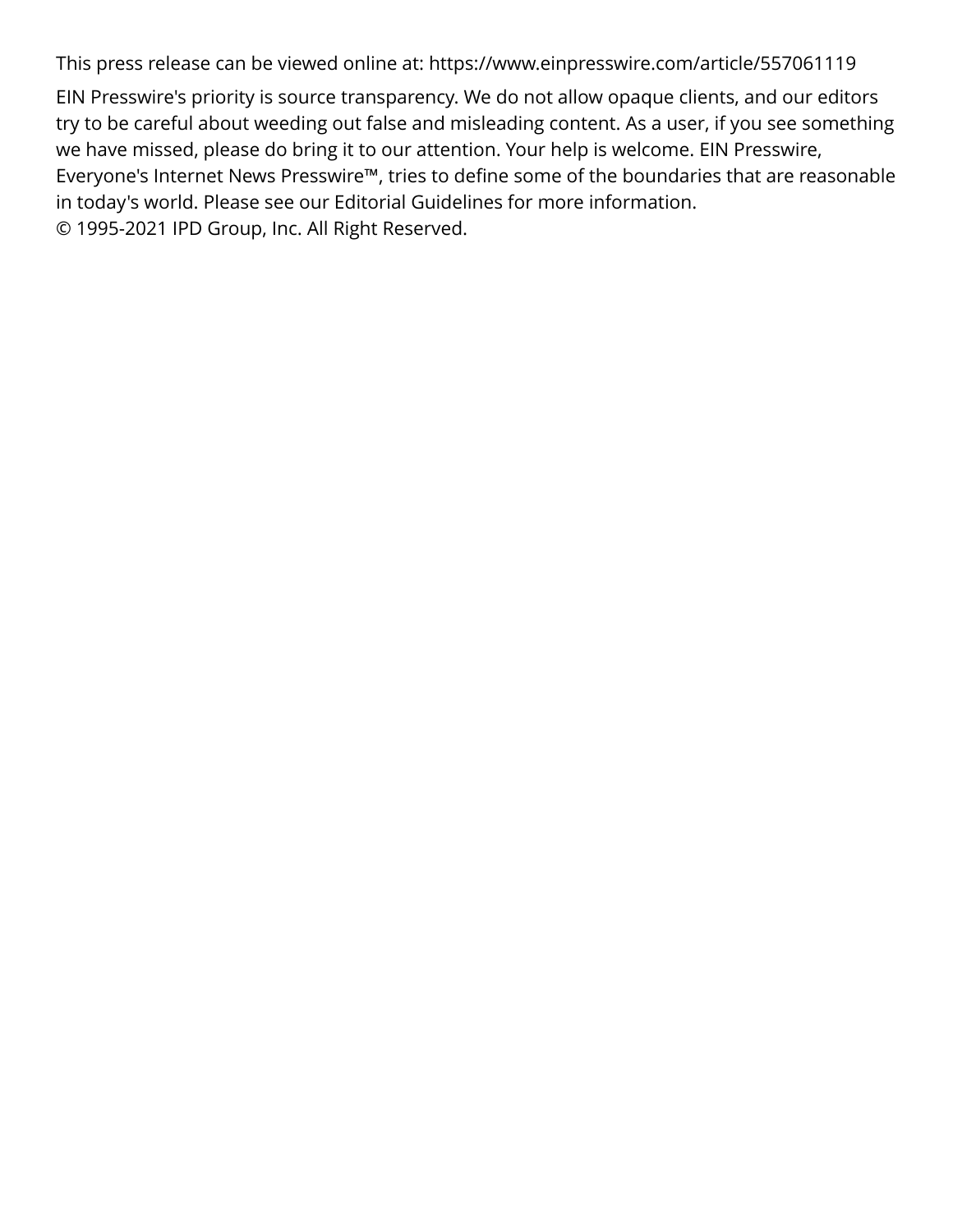This press release can be viewed online at: https://www.einpresswire.com/article/557061119

EIN Presswire's priority is source transparency. We do not allow opaque clients, and our editors try to be careful about weeding out false and misleading content. As a user, if you see something we have missed, please do bring it to our attention. Your help is welcome. EIN Presswire, Everyone's Internet News Presswire™, tries to define some of the boundaries that are reasonable in today's world. Please see our Editorial Guidelines for more information.
© 1995-2021 IPD Group, Inc. All Right Reserved.